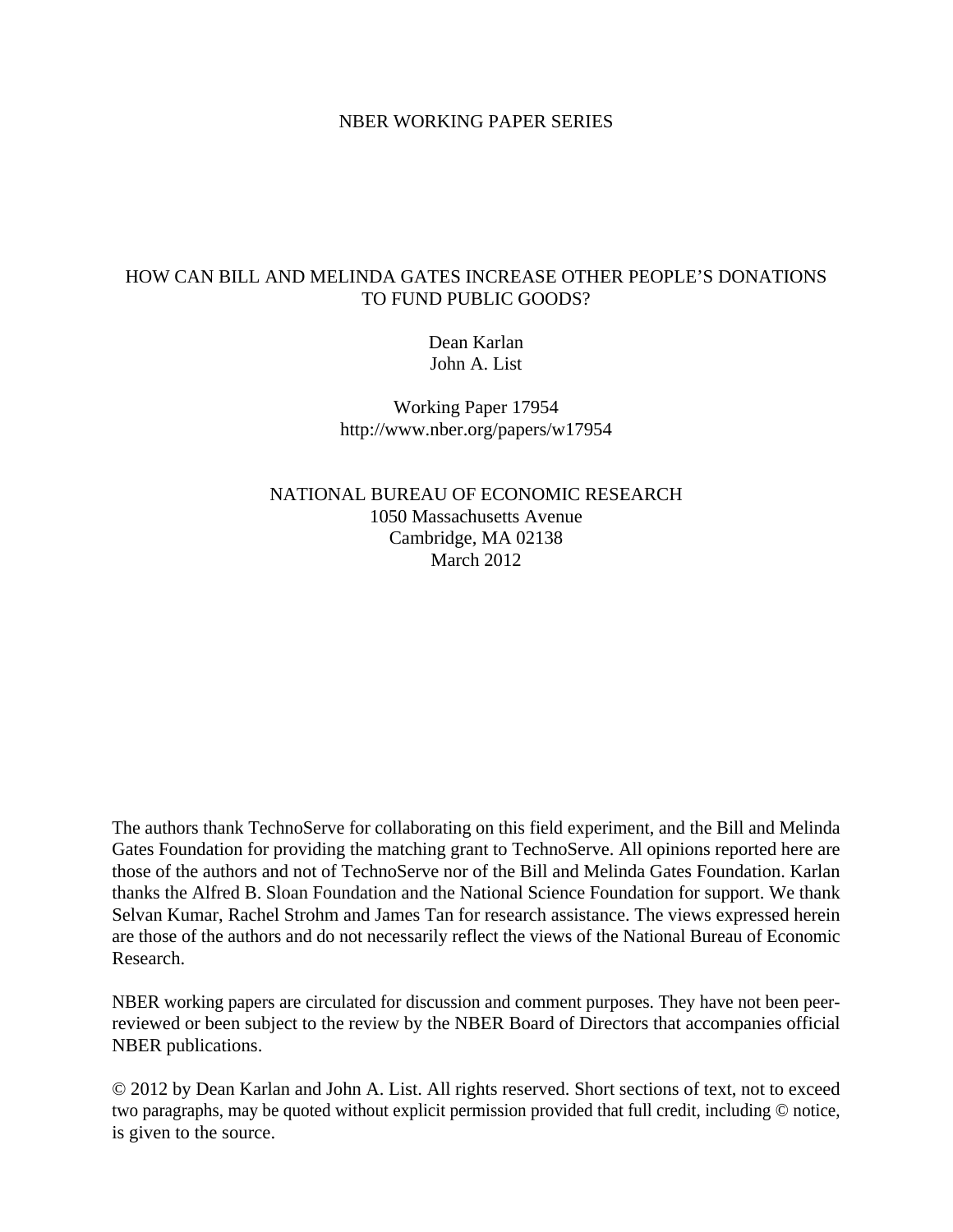NBER WORKING PAPER SERIES

# HOW CAN BILL AND MELINDA GATES INCREASE OTHER PEOPLE'S DONATIONS TO FUND PUBLIC GOODS?

Dean Karlan
John A. List

Working Paper 17954
http://www.nber.org/papers/w17954

NATIONAL BUREAU OF ECONOMIC RESEARCH
1050 Massachusetts Avenue
Cambridge, MA 02138
March 2012

The authors thank TechnoServe for collaborating on this field experiment, and the Bill and Melinda Gates Foundation for providing the matching grant to TechnoServe. All opinions reported here are those of the authors and not of TechnoServe nor of the Bill and Melinda Gates Foundation. Karlan thanks the Alfred B. Sloan Foundation and the National Science Foundation for support. We thank Selvan Kumar, Rachel Strohm and James Tan for research assistance. The views expressed herein are those of the authors and do not necessarily reflect the views of the National Bureau of Economic Research.

NBER working papers are circulated for discussion and comment purposes. They have not been peer-reviewed or been subject to the review by the NBER Board of Directors that accompanies official NBER publications.

© 2012 by Dean Karlan and John A. List. All rights reserved. Short sections of text, not to exceed two paragraphs, may be quoted without explicit permission provided that full credit, including © notice, is given to the source.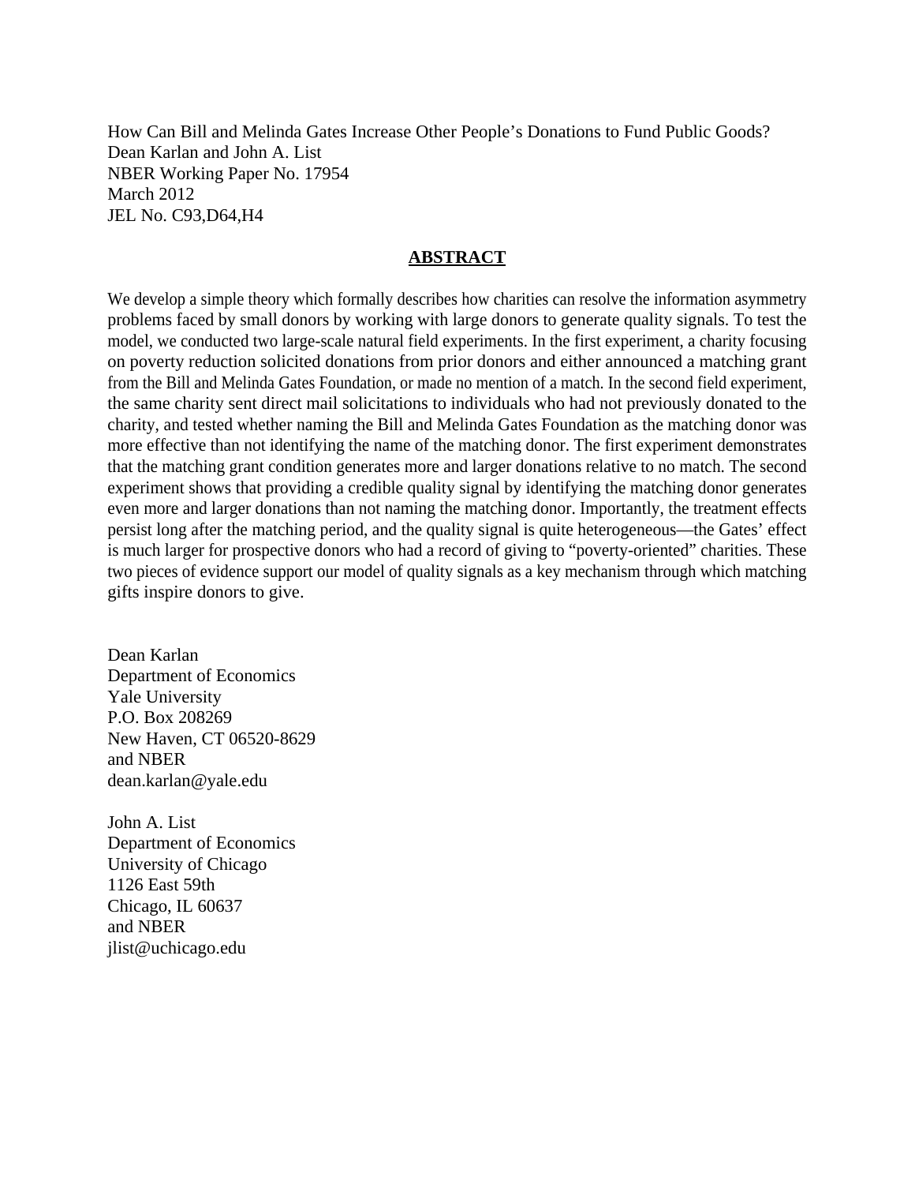How Can Bill and Melinda Gates Increase Other People's Donations to Fund Public Goods?
Dean Karlan and John A. List
NBER Working Paper No. 17954
March 2012
JEL No. C93,D64,H4

## ABSTRACT

We develop a simple theory which formally describes how charities can resolve the information asymmetry problems faced by small donors by working with large donors to generate quality signals. To test the model, we conducted two large-scale natural field experiments. In the first experiment, a charity focusing on poverty reduction solicited donations from prior donors and either announced a matching grant from the Bill and Melinda Gates Foundation, or made no mention of a match. In the second field experiment, the same charity sent direct mail solicitations to individuals who had not previously donated to the charity, and tested whether naming the Bill and Melinda Gates Foundation as the matching donor was more effective than not identifying the name of the matching donor. The first experiment demonstrates that the matching grant condition generates more and larger donations relative to no match. The second experiment shows that providing a credible quality signal by identifying the matching donor generates even more and larger donations than not naming the matching donor. Importantly, the treatment effects persist long after the matching period, and the quality signal is quite heterogeneous—the Gates' effect is much larger for prospective donors who had a record of giving to "poverty-oriented" charities. These two pieces of evidence support our model of quality signals as a key mechanism through which matching gifts inspire donors to give.

Dean Karlan
Department of Economics
Yale University
P.O. Box 208269
New Haven, CT 06520-8629
and NBER
dean.karlan@yale.edu

John A. List
Department of Economics
University of Chicago
1126 East 59th
Chicago, IL 60637
and NBER
jlist@uchicago.edu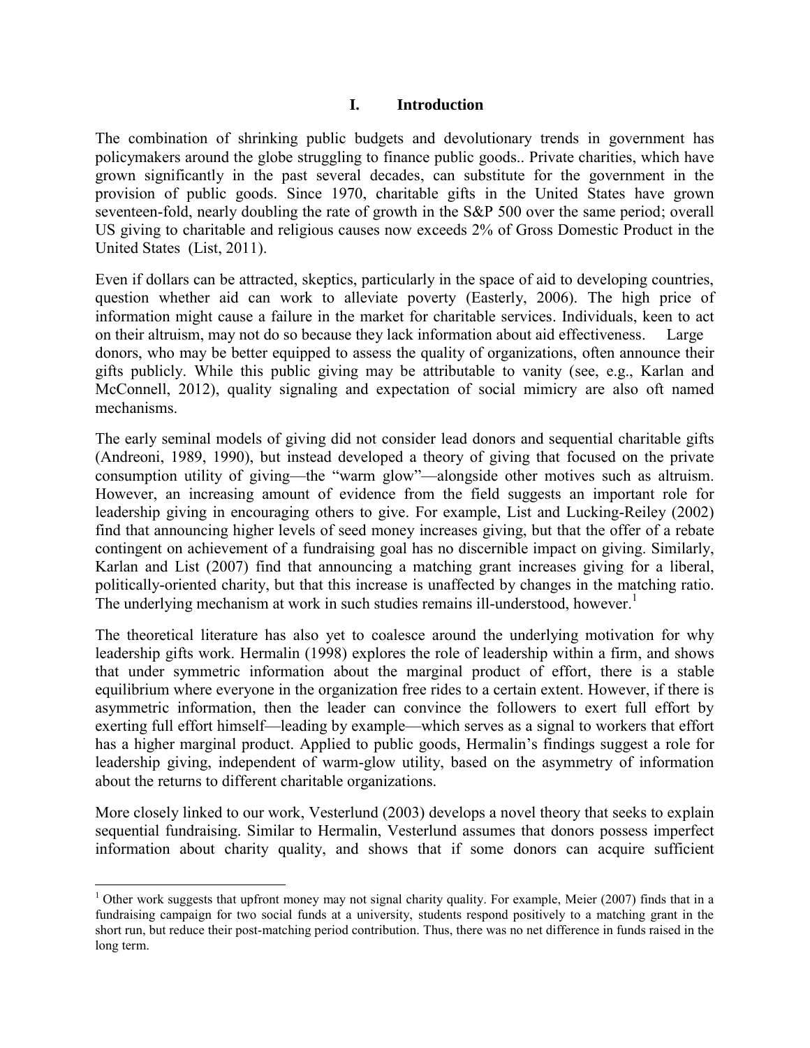# I. Introduction

The combination of shrinking public budgets and devolutionary trends in government has policymakers around the globe struggling to finance public goods.. Private charities, which have grown significantly in the past several decades, can substitute for the government in the provision of public goods. Since 1970, charitable gifts in the United States have grown seventeen-fold, nearly doubling the rate of growth in the S&P 500 over the same period; overall US giving to charitable and religious causes now exceeds 2% of Gross Domestic Product in the United States (List, 2011).

Even if dollars can be attracted, skeptics, particularly in the space of aid to developing countries, question whether aid can work to alleviate poverty (Easterly, 2006). The high price of information might cause a failure in the market for charitable services. Individuals, keen to act on their altruism, may not do so because they lack information about aid effectiveness. Large donors, who may be better equipped to assess the quality of organizations, often announce their gifts publicly. While this public giving may be attributable to vanity (see, e.g., Karlan and McConnell, 2012), quality signaling and expectation of social mimicry are also oft named mechanisms.

The early seminal models of giving did not consider lead donors and sequential charitable gifts (Andreoni, 1989, 1990), but instead developed a theory of giving that focused on the private consumption utility of giving—the "warm glow"—alongside other motives such as altruism. However, an increasing amount of evidence from the field suggests an important role for leadership giving in encouraging others to give. For example, List and Lucking-Reiley (2002) find that announcing higher levels of seed money increases giving, but that the offer of a rebate contingent on achievement of a fundraising goal has no discernible impact on giving. Similarly, Karlan and List (2007) find that announcing a matching grant increases giving for a liberal, politically-oriented charity, but that this increase is unaffected by changes in the matching ratio. The underlying mechanism at work in such studies remains ill-understood, however.[1]

The theoretical literature has also yet to coalesce around the underlying motivation for why leadership gifts work. Hermalin (1998) explores the role of leadership within a firm, and shows that under symmetric information about the marginal product of effort, there is a stable equilibrium where everyone in the organization free rides to a certain extent. However, if there is asymmetric information, then the leader can convince the followers to exert full effort by exerting full effort himself—leading by example—which serves as a signal to workers that effort has a higher marginal product. Applied to public goods, Hermalin's findings suggest a role for leadership giving, independent of warm-glow utility, based on the asymmetry of information about the returns to different charitable organizations.

More closely linked to our work, Vesterlund (2003) develops a novel theory that seeks to explain sequential fundraising. Similar to Hermalin, Vesterlund assumes that donors possess imperfect information about charity quality, and shows that if some donors can acquire sufficient

---

[1] Other work suggests that upfront money may not signal charity quality. For example, Meier (2007) finds that in a fundraising campaign for two social funds at a university, students respond positively to a matching grant in the short run, but reduce their post-matching period contribution. Thus, there was no net difference in funds raised in the long term.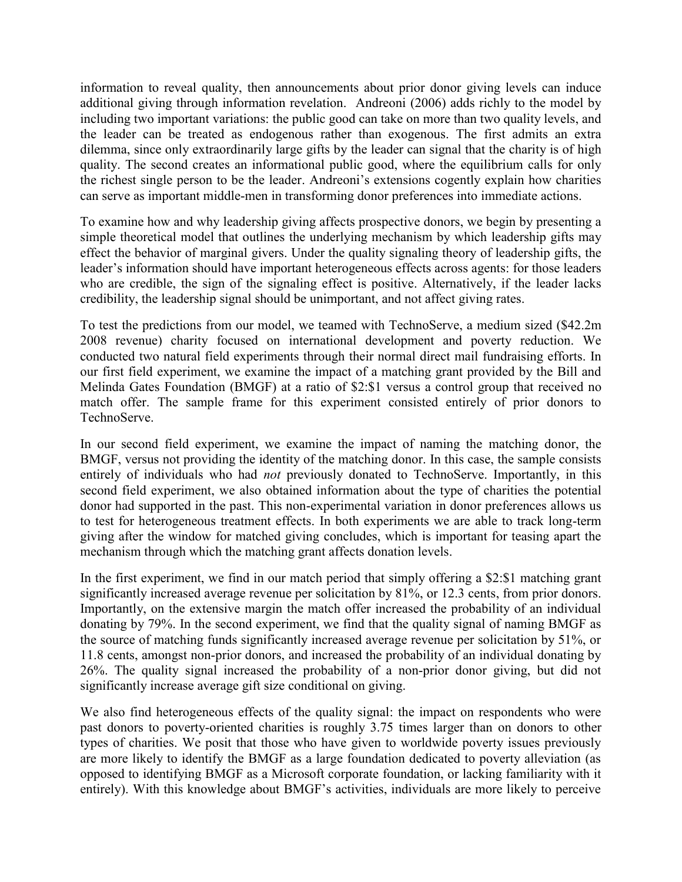information to reveal quality, then announcements about prior donor giving levels can induce additional giving through information revelation. Andreoni (2006) adds richly to the model by including two important variations: the public good can take on more than two quality levels, and the leader can be treated as endogenous rather than exogenous. The first admits an extra dilemma, since only extraordinarily large gifts by the leader can signal that the charity is of high quality. The second creates an informational public good, where the equilibrium calls for only the richest single person to be the leader. Andreoni's extensions cogently explain how charities can serve as important middle-men in transforming donor preferences into immediate actions.

To examine how and why leadership giving affects prospective donors, we begin by presenting a simple theoretical model that outlines the underlying mechanism by which leadership gifts may effect the behavior of marginal givers. Under the quality signaling theory of leadership gifts, the leader's information should have important heterogeneous effects across agents: for those leaders who are credible, the sign of the signaling effect is positive. Alternatively, if the leader lacks credibility, the leadership signal should be unimportant, and not affect giving rates.

To test the predictions from our model, we teamed with TechnoServe, a medium sized ($42.2m 2008 revenue) charity focused on international development and poverty reduction. We conducted two natural field experiments through their normal direct mail fundraising efforts. In our first field experiment, we examine the impact of a matching grant provided by the Bill and Melinda Gates Foundation (BMGF) at a ratio of $2:$1 versus a control group that received no match offer. The sample frame for this experiment consisted entirely of prior donors to TechnoServe.

In our second field experiment, we examine the impact of naming the matching donor, the BMGF, versus not providing the identity of the matching donor. In this case, the sample consists entirely of individuals who had *not* previously donated to TechnoServe. Importantly, in this second field experiment, we also obtained information about the type of charities the potential donor had supported in the past. This non-experimental variation in donor preferences allows us to test for heterogeneous treatment effects. In both experiments we are able to track long-term giving after the window for matched giving concludes, which is important for teasing apart the mechanism through which the matching grant affects donation levels.

In the first experiment, we find in our match period that simply offering a $2:$1 matching grant significantly increased average revenue per solicitation by 81%, or 12.3 cents, from prior donors. Importantly, on the extensive margin the match offer increased the probability of an individual donating by 79%. In the second experiment, we find that the quality signal of naming BMGF as the source of matching funds significantly increased average revenue per solicitation by 51%, or 11.8 cents, amongst non-prior donors, and increased the probability of an individual donating by 26%. The quality signal increased the probability of a non-prior donor giving, but did not significantly increase average gift size conditional on giving.

We also find heterogeneous effects of the quality signal: the impact on respondents who were past donors to poverty-oriented charities is roughly 3.75 times larger than on donors to other types of charities. We posit that those who have given to worldwide poverty issues previously are more likely to identify the BMGF as a large foundation dedicated to poverty alleviation (as opposed to identifying BMGF as a Microsoft corporate foundation, or lacking familiarity with it entirely). With this knowledge about BMGF's activities, individuals are more likely to perceive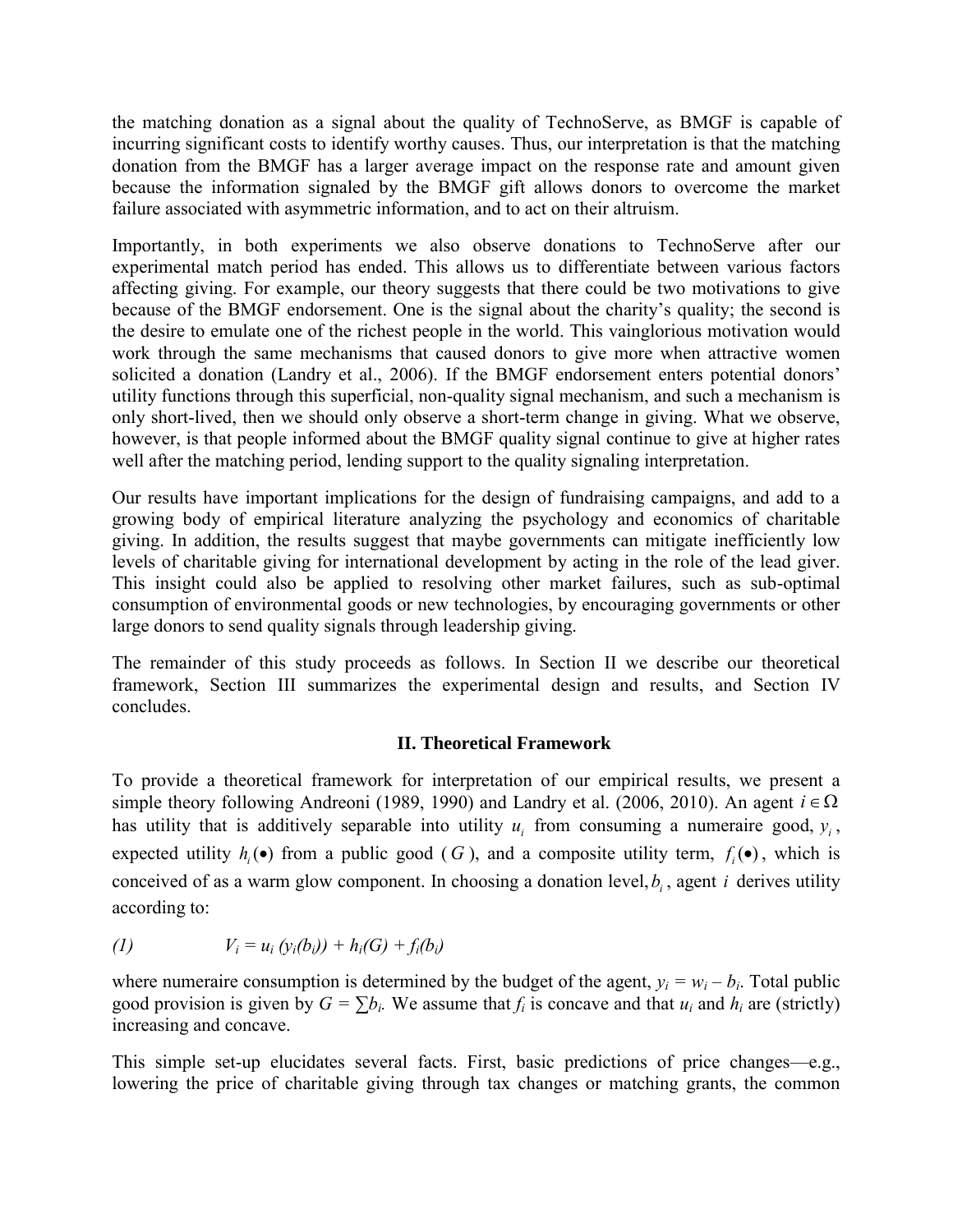the matching donation as a signal about the quality of TechnoServe, as BMGF is capable of incurring significant costs to identify worthy causes. Thus, our interpretation is that the matching donation from the BMGF has a larger average impact on the response rate and amount given because the information signaled by the BMGF gift allows donors to overcome the market failure associated with asymmetric information, and to act on their altruism.

Importantly, in both experiments we also observe donations to TechnoServe after our experimental match period has ended. This allows us to differentiate between various factors affecting giving. For example, our theory suggests that there could be two motivations to give because of the BMGF endorsement. One is the signal about the charity's quality; the second is the desire to emulate one of the richest people in the world. This vainglorious motivation would work through the same mechanisms that caused donors to give more when attractive women solicited a donation (Landry et al., 2006). If the BMGF endorsement enters potential donors' utility functions through this superficial, non-quality signal mechanism, and such a mechanism is only short-lived, then we should only observe a short-term change in giving. What we observe, however, is that people informed about the BMGF quality signal continue to give at higher rates well after the matching period, lending support to the quality signaling interpretation.

Our results have important implications for the design of fundraising campaigns, and add to a growing body of empirical literature analyzing the psychology and economics of charitable giving. In addition, the results suggest that maybe governments can mitigate inefficiently low levels of charitable giving for international development by acting in the role of the lead giver. This insight could also be applied to resolving other market failures, such as sub-optimal consumption of environmental goods or new technologies, by encouraging governments or other large donors to send quality signals through leadership giving.

The remainder of this study proceeds as follows. In Section II we describe our theoretical framework, Section III summarizes the experimental design and results, and Section IV concludes.

## II. Theoretical Framework

To provide a theoretical framework for interpretation of our empirical results, we present a simple theory following Andreoni (1989, 1990) and Landry et al. (2006, 2010). An agent $i \in \Omega$ has utility that is additively separable into utility $u_i$ from consuming a numeraire good, $y_i$, expected utility $h_i(\bullet)$ from a public good ($G$), and a composite utility term, $f_i(\bullet)$, which is conceived of as a warm glow component. In choosing a donation level, $b_i$, agent $i$ derives utility according to:

$$(1) \qquad V_i = u_i\,(y_i(b_i)) + h_i(G) + f_i(b_i)$$

where numeraire consumption is determined by the budget of the agent, $y_i = w_i - b_i$. Total public good provision is given by $G = \sum b_i$. We assume that $f_i$ is concave and that $u_i$ and $h_i$ are (strictly) increasing and concave.

This simple set-up elucidates several facts. First, basic predictions of price changes—e.g., lowering the price of charitable giving through tax changes or matching grants, the common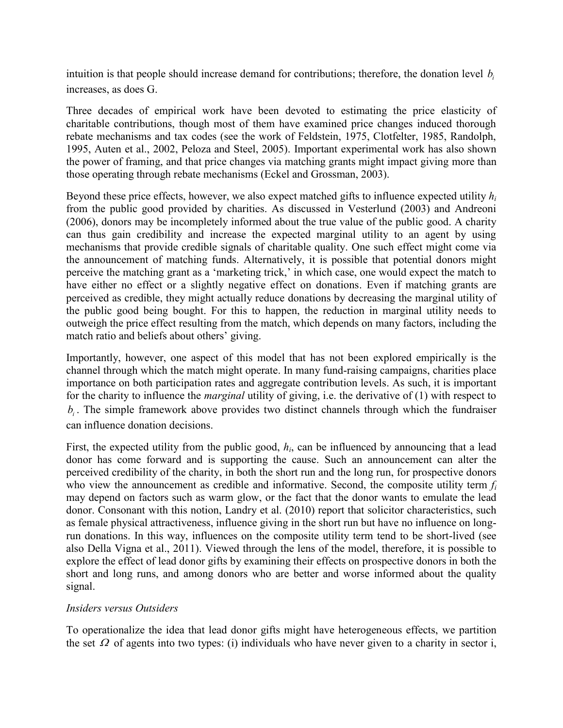intuition is that people should increase demand for contributions; therefore, the donation level $b_i$ increases, as does G.

Three decades of empirical work have been devoted to estimating the price elasticity of charitable contributions, though most of them have examined price changes induced thorough rebate mechanisms and tax codes (see the work of Feldstein, 1975, Clotfelter, 1985, Randolph, 1995, Auten et al., 2002, Peloza and Steel, 2005). Important experimental work has also shown the power of framing, and that price changes via matching grants might impact giving more than those operating through rebate mechanisms (Eckel and Grossman, 2003).

Beyond these price effects, however, we also expect matched gifts to influence expected utility $h_i$ from the public good provided by charities. As discussed in Vesterlund (2003) and Andreoni (2006), donors may be incompletely informed about the true value of the public good. A charity can thus gain credibility and increase the expected marginal utility to an agent by using mechanisms that provide credible signals of charitable quality. One such effect might come via the announcement of matching funds. Alternatively, it is possible that potential donors might perceive the matching grant as a 'marketing trick,' in which case, one would expect the match to have either no effect or a slightly negative effect on donations. Even if matching grants are perceived as credible, they might actually reduce donations by decreasing the marginal utility of the public good being bought. For this to happen, the reduction in marginal utility needs to outweigh the price effect resulting from the match, which depends on many factors, including the match ratio and beliefs about others' giving.

Importantly, however, one aspect of this model that has not been explored empirically is the channel through which the match might operate. In many fund-raising campaigns, charities place importance on both participation rates and aggregate contribution levels. As such, it is important for the charity to influence the *marginal* utility of giving, i.e. the derivative of (1) with respect to $b_i$. The simple framework above provides two distinct channels through which the fundraiser can influence donation decisions.

First, the expected utility from the public good, $h_i$, can be influenced by announcing that a lead donor has come forward and is supporting the cause. Such an announcement can alter the perceived credibility of the charity, in both the short run and the long run, for prospective donors who view the announcement as credible and informative. Second, the composite utility term $f_i$ may depend on factors such as warm glow, or the fact that the donor wants to emulate the lead donor. Consonant with this notion, Landry et al. (2010) report that solicitor characteristics, such as female physical attractiveness, influence giving in the short run but have no influence on long-run donations. In this way, influences on the composite utility term tend to be short-lived (see also Della Vigna et al., 2011). Viewed through the lens of the model, therefore, it is possible to explore the effect of lead donor gifts by examining their effects on prospective donors in both the short and long runs, and among donors who are better and worse informed about the quality signal.

*Insiders versus Outsiders*

To operationalize the idea that lead donor gifts might have heterogeneous effects, we partition the set $\Omega$ of agents into two types: (i) individuals who have never given to a charity in sector i,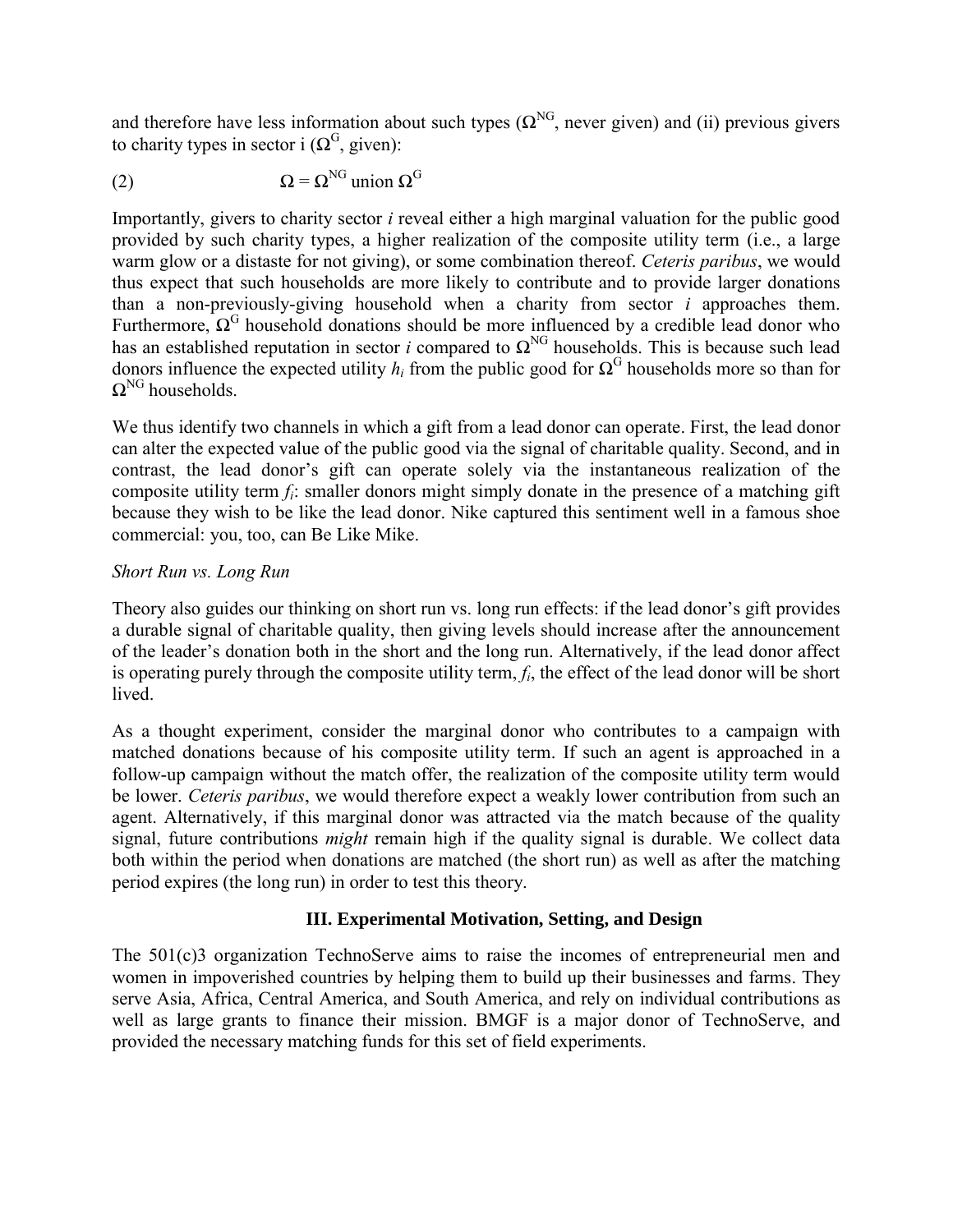and therefore have less information about such types ($\Omega^{NG}$, never given) and (ii) previous givers to charity types in sector i ($\Omega^{G}$, given):

$$\Omega = \Omega^{NG} \text{ union } \Omega^{G} \tag{2}$$

Importantly, givers to charity sector *i* reveal either a high marginal valuation for the public good provided by such charity types, a higher realization of the composite utility term (i.e., a large warm glow or a distaste for not giving), or some combination thereof. *Ceteris paribus*, we would thus expect that such households are more likely to contribute and to provide larger donations than a non-previously-giving household when a charity from sector *i* approaches them. Furthermore, $\Omega^{G}$ household donations should be more influenced by a credible lead donor who has an established reputation in sector *i* compared to $\Omega^{NG}$ households. This is because such lead donors influence the expected utility $h_i$ from the public good for $\Omega^{G}$ households more so than for $\Omega^{NG}$ households.

We thus identify two channels in which a gift from a lead donor can operate. First, the lead donor can alter the expected value of the public good via the signal of charitable quality. Second, and in contrast, the lead donor's gift can operate solely via the instantaneous realization of the composite utility term $f_i$: smaller donors might simply donate in the presence of a matching gift because they wish to be like the lead donor. Nike captured this sentiment well in a famous shoe commercial: you, too, can Be Like Mike.

*Short Run vs. Long Run*

Theory also guides our thinking on short run vs. long run effects: if the lead donor's gift provides a durable signal of charitable quality, then giving levels should increase after the announcement of the leader's donation both in the short and the long run. Alternatively, if the lead donor affect is operating purely through the composite utility term, $f_i$, the effect of the lead donor will be short lived.

As a thought experiment, consider the marginal donor who contributes to a campaign with matched donations because of his composite utility term. If such an agent is approached in a follow-up campaign without the match offer, the realization of the composite utility term would be lower. *Ceteris paribus*, we would therefore expect a weakly lower contribution from such an agent. Alternatively, if this marginal donor was attracted via the match because of the quality signal, future contributions *might* remain high if the quality signal is durable. We collect data both within the period when donations are matched (the short run) as well as after the matching period expires (the long run) in order to test this theory.

## III. Experimental Motivation, Setting, and Design

The 501(c)3 organization TechnoServe aims to raise the incomes of entrepreneurial men and women in impoverished countries by helping them to build up their businesses and farms. They serve Asia, Africa, Central America, and South America, and rely on individual contributions as well as large grants to finance their mission. BMGF is a major donor of TechnoServe, and provided the necessary matching funds for this set of field experiments.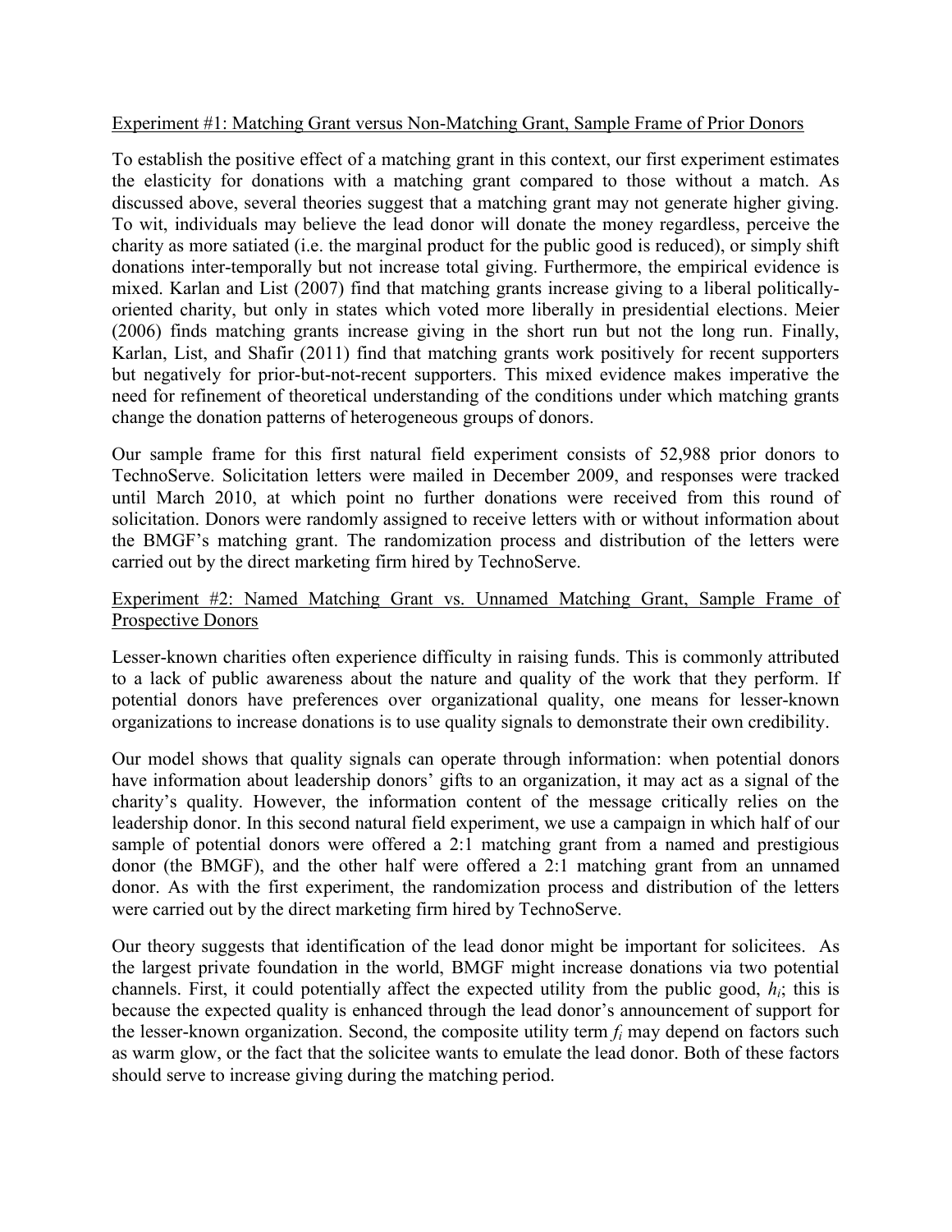Experiment #1: Matching Grant versus Non-Matching Grant, Sample Frame of Prior Donors

To establish the positive effect of a matching grant in this context, our first experiment estimates the elasticity for donations with a matching grant compared to those without a match. As discussed above, several theories suggest that a matching grant may not generate higher giving. To wit, individuals may believe the lead donor will donate the money regardless, perceive the charity as more satiated (i.e. the marginal product for the public good is reduced), or simply shift donations inter-temporally but not increase total giving. Furthermore, the empirical evidence is mixed. Karlan and List (2007) find that matching grants increase giving to a liberal politically-oriented charity, but only in states which voted more liberally in presidential elections. Meier (2006) finds matching grants increase giving in the short run but not the long run. Finally, Karlan, List, and Shafir (2011) find that matching grants work positively for recent supporters but negatively for prior-but-not-recent supporters. This mixed evidence makes imperative the need for refinement of theoretical understanding of the conditions under which matching grants change the donation patterns of heterogeneous groups of donors.

Our sample frame for this first natural field experiment consists of 52,988 prior donors to TechnoServe. Solicitation letters were mailed in December 2009, and responses were tracked until March 2010, at which point no further donations were received from this round of solicitation. Donors were randomly assigned to receive letters with or without information about the BMGF's matching grant. The randomization process and distribution of the letters were carried out by the direct marketing firm hired by TechnoServe.

Experiment #2: Named Matching Grant vs. Unnamed Matching Grant, Sample Frame of Prospective Donors

Lesser-known charities often experience difficulty in raising funds. This is commonly attributed to a lack of public awareness about the nature and quality of the work that they perform. If potential donors have preferences over organizational quality, one means for lesser-known organizations to increase donations is to use quality signals to demonstrate their own credibility.

Our model shows that quality signals can operate through information: when potential donors have information about leadership donors' gifts to an organization, it may act as a signal of the charity's quality. However, the information content of the message critically relies on the leadership donor. In this second natural field experiment, we use a campaign in which half of our sample of potential donors were offered a 2:1 matching grant from a named and prestigious donor (the BMGF), and the other half were offered a 2:1 matching grant from an unnamed donor. As with the first experiment, the randomization process and distribution of the letters were carried out by the direct marketing firm hired by TechnoServe.

Our theory suggests that identification of the lead donor might be important for solicitees. As the largest private foundation in the world, BMGF might increase donations via two potential channels. First, it could potentially affect the expected utility from the public good, $h_i$; this is because the expected quality is enhanced through the lead donor's announcement of support for the lesser-known organization. Second, the composite utility term $f_i$ may depend on factors such as warm glow, or the fact that the solicitee wants to emulate the lead donor. Both of these factors should serve to increase giving during the matching period.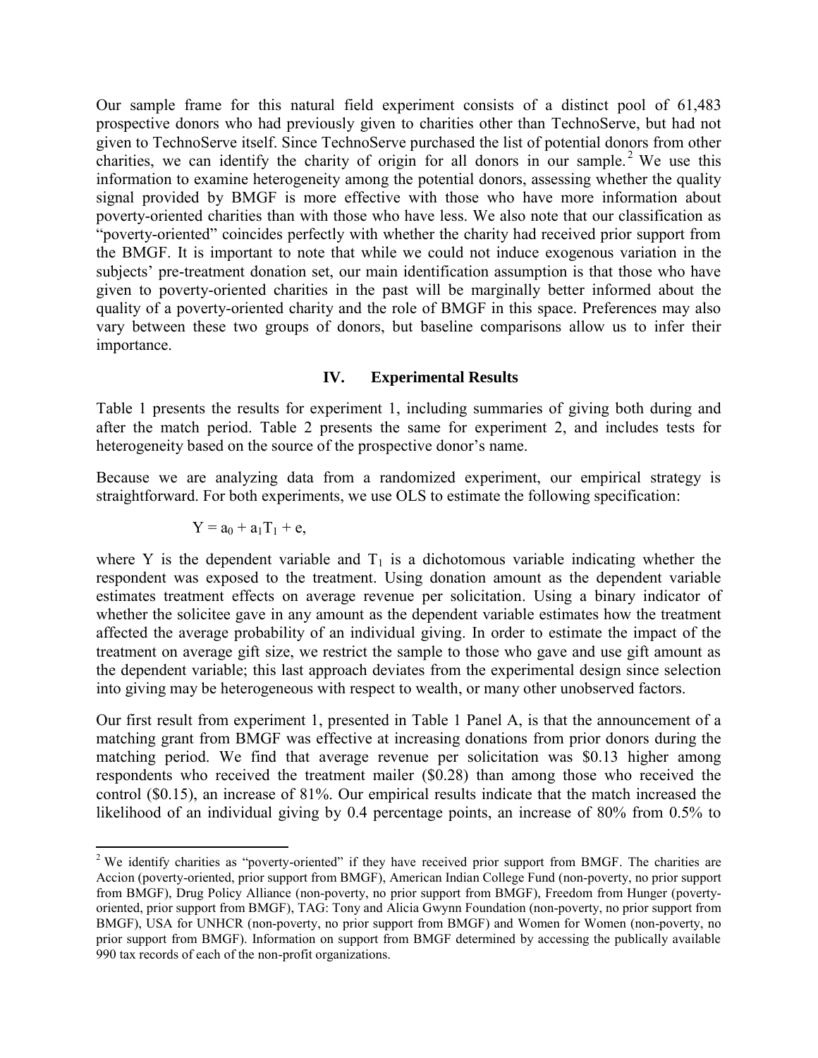Our sample frame for this natural field experiment consists of a distinct pool of 61,483 prospective donors who had previously given to charities other than TechnoServe, but had not given to TechnoServe itself. Since TechnoServe purchased the list of potential donors from other charities, we can identify the charity of origin for all donors in our sample.[2] We use this information to examine heterogeneity among the potential donors, assessing whether the quality signal provided by BMGF is more effective with those who have more information about poverty-oriented charities than with those who have less. We also note that our classification as "poverty-oriented" coincides perfectly with whether the charity had received prior support from the BMGF. It is important to note that while we could not induce exogenous variation in the subjects' pre-treatment donation set, our main identification assumption is that those who have given to poverty-oriented charities in the past will be marginally better informed about the quality of a poverty-oriented charity and the role of BMGF in this space. Preferences may also vary between these two groups of donors, but baseline comparisons allow us to infer their importance.

## IV. Experimental Results

Table 1 presents the results for experiment 1, including summaries of giving both during and after the match period. Table 2 presents the same for experiment 2, and includes tests for heterogeneity based on the source of the prospective donor's name.

Because we are analyzing data from a randomized experiment, our empirical strategy is straightforward. For both experiments, we use OLS to estimate the following specification:

$$Y = a_0 + a_1 T_1 + e,$$

where Y is the dependent variable and $T_1$ is a dichotomous variable indicating whether the respondent was exposed to the treatment. Using donation amount as the dependent variable estimates treatment effects on average revenue per solicitation. Using a binary indicator of whether the solicitee gave in any amount as the dependent variable estimates how the treatment affected the average probability of an individual giving. In order to estimate the impact of the treatment on average gift size, we restrict the sample to those who gave and use gift amount as the dependent variable; this last approach deviates from the experimental design since selection into giving may be heterogeneous with respect to wealth, or many other unobserved factors.

Our first result from experiment 1, presented in Table 1 Panel A, is that the announcement of a matching grant from BMGF was effective at increasing donations from prior donors during the matching period. We find that average revenue per solicitation was $0.13 higher among respondents who received the treatment mailer ($0.28) than among those who received the control ($0.15), an increase of 81%. Our empirical results indicate that the match increased the likelihood of an individual giving by 0.4 percentage points, an increase of 80% from 0.5% to

[2] We identify charities as "poverty-oriented" if they have received prior support from BMGF. The charities are Accion (poverty-oriented, prior support from BMGF), American Indian College Fund (non-poverty, no prior support from BMGF), Drug Policy Alliance (non-poverty, no prior support from BMGF), Freedom from Hunger (poverty-oriented, prior support from BMGF), TAG: Tony and Alicia Gwynn Foundation (non-poverty, no prior support from BMGF), USA for UNHCR (non-poverty, no prior support from BMGF) and Women for Women (non-poverty, no prior support from BMGF). Information on support from BMGF determined by accessing the publically available 990 tax records of each of the non-profit organizations.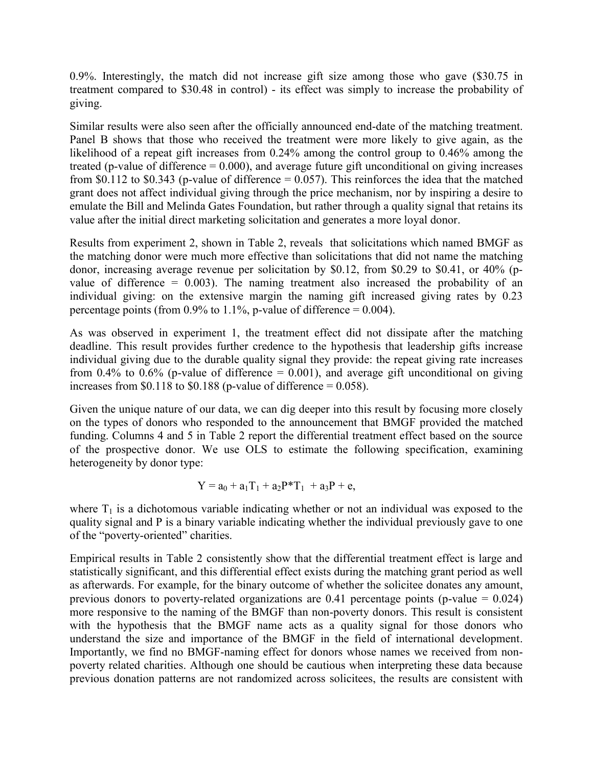0.9%. Interestingly, the match did not increase gift size among those who gave (\$30.75 in treatment compared to \$30.48 in control) - its effect was simply to increase the probability of giving.

Similar results were also seen after the officially announced end-date of the matching treatment. Panel B shows that those who received the treatment were more likely to give again, as the likelihood of a repeat gift increases from 0.24% among the control group to 0.46% among the treated (p-value of difference = 0.000), and average future gift unconditional on giving increases from \$0.112 to \$0.343 (p-value of difference = 0.057). This reinforces the idea that the matched grant does not affect individual giving through the price mechanism, nor by inspiring a desire to emulate the Bill and Melinda Gates Foundation, but rather through a quality signal that retains its value after the initial direct marketing solicitation and generates a more loyal donor.

Results from experiment 2, shown in Table 2, reveals that solicitations which named BMGF as the matching donor were much more effective than solicitations that did not name the matching donor, increasing average revenue per solicitation by \$0.12, from \$0.29 to \$0.41, or 40% (p-value of difference = 0.003). The naming treatment also increased the probability of an individual giving: on the extensive margin the naming gift increased giving rates by 0.23 percentage points (from 0.9% to 1.1%, p-value of difference = 0.004).

As was observed in experiment 1, the treatment effect did not dissipate after the matching deadline. This result provides further credence to the hypothesis that leadership gifts increase individual giving due to the durable quality signal they provide: the repeat giving rate increases from 0.4% to 0.6% (p-value of difference = 0.001), and average gift unconditional on giving increases from \$0.118 to \$0.188 (p-value of difference = 0.058).

Given the unique nature of our data, we can dig deeper into this result by focusing more closely on the types of donors who responded to the announcement that BMGF provided the matched funding. Columns 4 and 5 in Table 2 report the differential treatment effect based on the source of the prospective donor. We use OLS to estimate the following specification, examining heterogeneity by donor type:

$$Y = a_0 + a_1T_1 + a_2P{*}T_1 + a_3P + e,$$

where $T_1$ is a dichotomous variable indicating whether or not an individual was exposed to the quality signal and P is a binary variable indicating whether the individual previously gave to one of the "poverty-oriented" charities.

Empirical results in Table 2 consistently show that the differential treatment effect is large and statistically significant, and this differential effect exists during the matching grant period as well as afterwards. For example, for the binary outcome of whether the solicitee donates any amount, previous donors to poverty-related organizations are 0.41 percentage points (p-value = 0.024) more responsive to the naming of the BMGF than non-poverty donors. This result is consistent with the hypothesis that the BMGF name acts as a quality signal for those donors who understand the size and importance of the BMGF in the field of international development. Importantly, we find no BMGF-naming effect for donors whose names we received from non-poverty related charities. Although one should be cautious when interpreting these data because previous donation patterns are not randomized across solicitees, the results are consistent with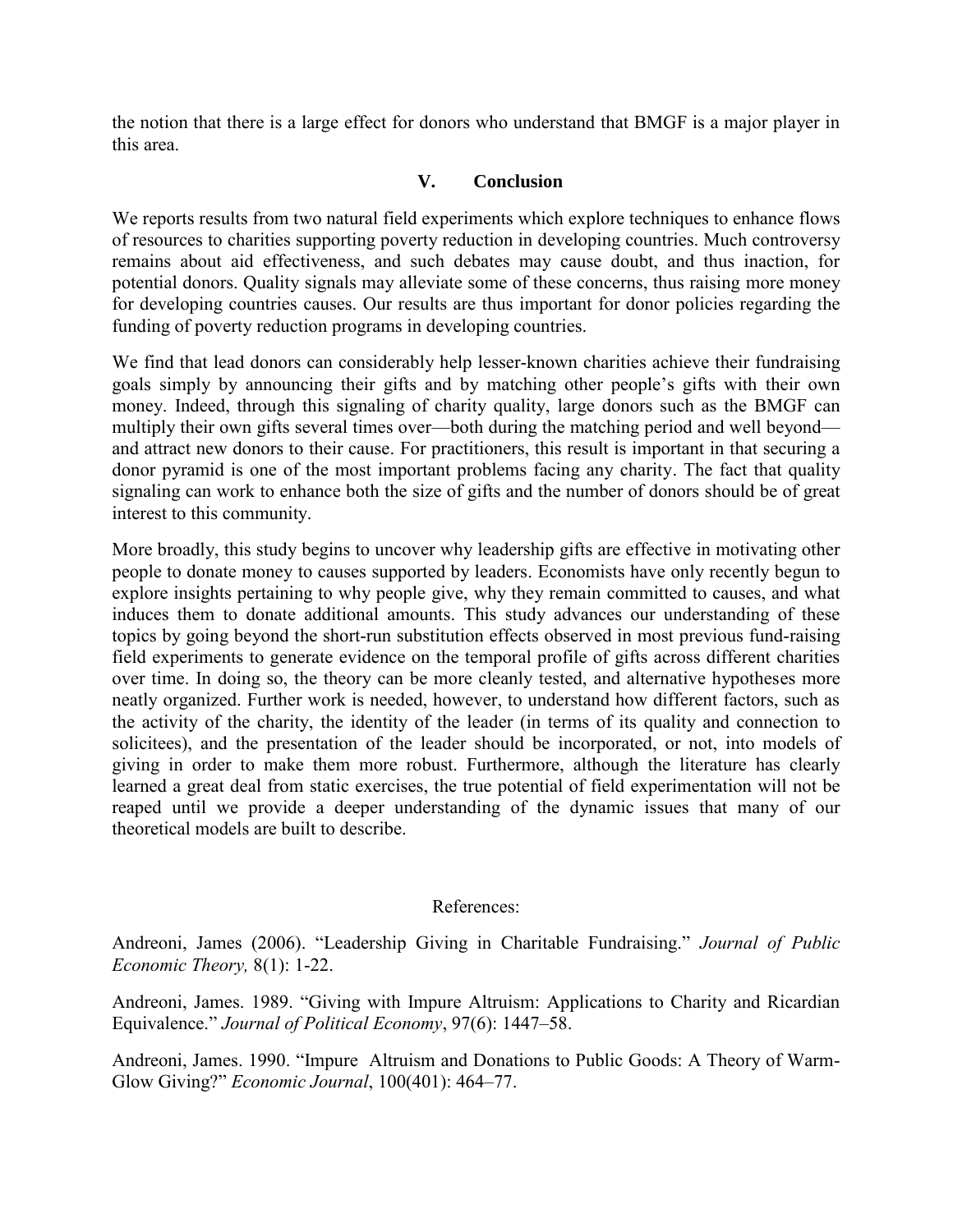the notion that there is a large effect for donors who understand that BMGF is a major player in this area.

## V. Conclusion

We reports results from two natural field experiments which explore techniques to enhance flows of resources to charities supporting poverty reduction in developing countries. Much controversy remains about aid effectiveness, and such debates may cause doubt, and thus inaction, for potential donors. Quality signals may alleviate some of these concerns, thus raising more money for developing countries causes. Our results are thus important for donor policies regarding the funding of poverty reduction programs in developing countries.

We find that lead donors can considerably help lesser-known charities achieve their fundraising goals simply by announcing their gifts and by matching other people's gifts with their own money. Indeed, through this signaling of charity quality, large donors such as the BMGF can multiply their own gifts several times over—both during the matching period and well beyond—and attract new donors to their cause. For practitioners, this result is important in that securing a donor pyramid is one of the most important problems facing any charity. The fact that quality signaling can work to enhance both the size of gifts and the number of donors should be of great interest to this community.

More broadly, this study begins to uncover why leadership gifts are effective in motivating other people to donate money to causes supported by leaders. Economists have only recently begun to explore insights pertaining to why people give, why they remain committed to causes, and what induces them to donate additional amounts. This study advances our understanding of these topics by going beyond the short-run substitution effects observed in most previous fund-raising field experiments to generate evidence on the temporal profile of gifts across different charities over time. In doing so, the theory can be more cleanly tested, and alternative hypotheses more neatly organized. Further work is needed, however, to understand how different factors, such as the activity of the charity, the identity of the leader (in terms of its quality and connection to solicitees), and the presentation of the leader should be incorporated, or not, into models of giving in order to make them more robust. Furthermore, although the literature has clearly learned a great deal from static exercises, the true potential of field experimentation will not be reaped until we provide a deeper understanding of the dynamic issues that many of our theoretical models are built to describe.

## References:

Andreoni, James (2006). "Leadership Giving in Charitable Fundraising." *Journal of Public Economic Theory,* 8(1): 1-22.

Andreoni, James. 1989. "Giving with Impure Altruism: Applications to Charity and Ricardian Equivalence." *Journal of Political Economy*, 97(6): 1447–58.

Andreoni, James. 1990. "Impure Altruism and Donations to Public Goods: A Theory of Warm-Glow Giving?" *Economic Journal*, 100(401): 464–77.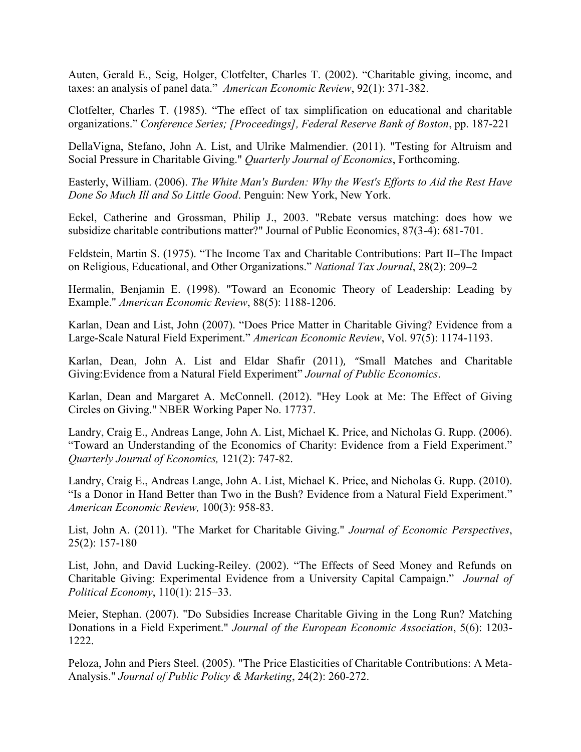Auten, Gerald E., Seig, Holger, Clotfelter, Charles T. (2002). "Charitable giving, income, and taxes: an analysis of panel data." *American Economic Review*, 92(1): 371-382.

Clotfelter, Charles T. (1985). "The effect of tax simplification on educational and charitable organizations." *Conference Series; [Proceedings], Federal Reserve Bank of Boston*, pp. 187-221

DellaVigna, Stefano, John A. List, and Ulrike Malmendier. (2011). "Testing for Altruism and Social Pressure in Charitable Giving." *Quarterly Journal of Economics*, Forthcoming.

Easterly, William. (2006). *The White Man's Burden: Why the West's Efforts to Aid the Rest Have Done So Much Ill and So Little Good*. Penguin: New York, New York.

Eckel, Catherine and Grossman, Philip J., 2003. "Rebate versus matching: does how we subsidize charitable contributions matter?" Journal of Public Economics, 87(3-4): 681-701.

Feldstein, Martin S. (1975). "The Income Tax and Charitable Contributions: Part II–The Impact on Religious, Educational, and Other Organizations." *National Tax Journal*, 28(2): 209–2

Hermalin, Benjamin E. (1998). "Toward an Economic Theory of Leadership: Leading by Example." *American Economic Review*, 88(5): 1188-1206.

Karlan, Dean and List, John (2007). "Does Price Matter in Charitable Giving? Evidence from a Large-Scale Natural Field Experiment." *American Economic Review*, Vol. 97(5): 1174-1193.

Karlan, Dean, John A. List and Eldar Shafir (2011), "Small Matches and Charitable Giving:Evidence from a Natural Field Experiment" *Journal of Public Economics*.

Karlan, Dean and Margaret A. McConnell. (2012). "Hey Look at Me: The Effect of Giving Circles on Giving." NBER Working Paper No. 17737.

Landry, Craig E., Andreas Lange, John A. List, Michael K. Price, and Nicholas G. Rupp. (2006). "Toward an Understanding of the Economics of Charity: Evidence from a Field Experiment." *Quarterly Journal of Economics,* 121(2): 747-82.

Landry, Craig E., Andreas Lange, John A. List, Michael K. Price, and Nicholas G. Rupp. (2010). "Is a Donor in Hand Better than Two in the Bush? Evidence from a Natural Field Experiment." *American Economic Review,* 100(3): 958-83.

List, John A. (2011). "The Market for Charitable Giving." *Journal of Economic Perspectives*, 25(2): 157-180

List, John, and David Lucking-Reiley. (2002). "The Effects of Seed Money and Refunds on Charitable Giving: Experimental Evidence from a University Capital Campaign." *Journal of Political Economy*, 110(1): 215–33.

Meier, Stephan. (2007). "Do Subsidies Increase Charitable Giving in the Long Run? Matching Donations in a Field Experiment." *Journal of the European Economic Association*, 5(6): 1203-1222.

Peloza, John and Piers Steel. (2005). "The Price Elasticities of Charitable Contributions: A Meta-Analysis." *Journal of Public Policy & Marketing*, 24(2): 260-272.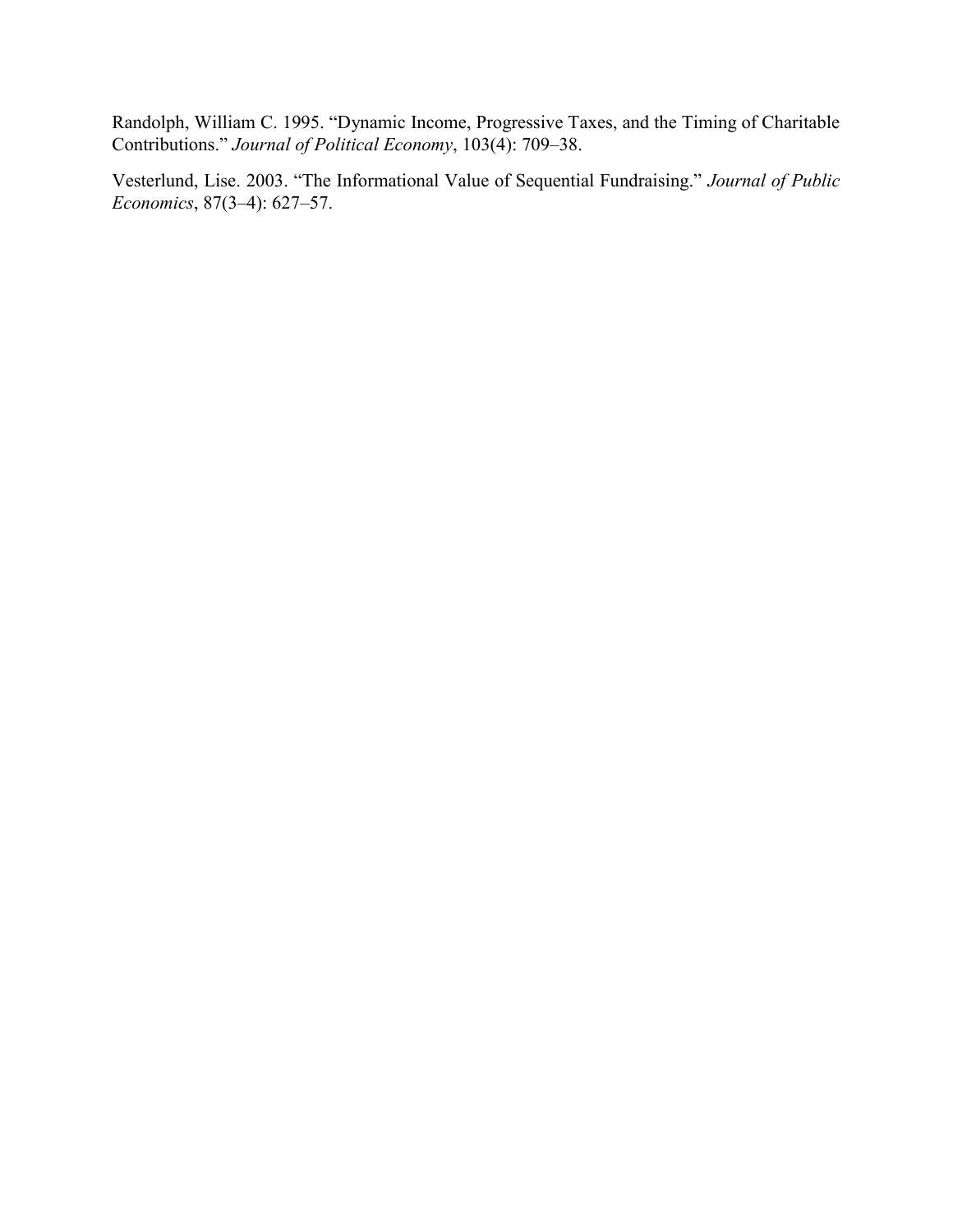Randolph, William C. 1995. “Dynamic Income, Progressive Taxes, and the Timing of Charitable Contributions.” *Journal of Political Economy*, 103(4): 709–38.

Vesterlund, Lise. 2003. “The Informational Value of Sequential Fundraising.” *Journal of Public Economics*, 87(3–4): 627–57.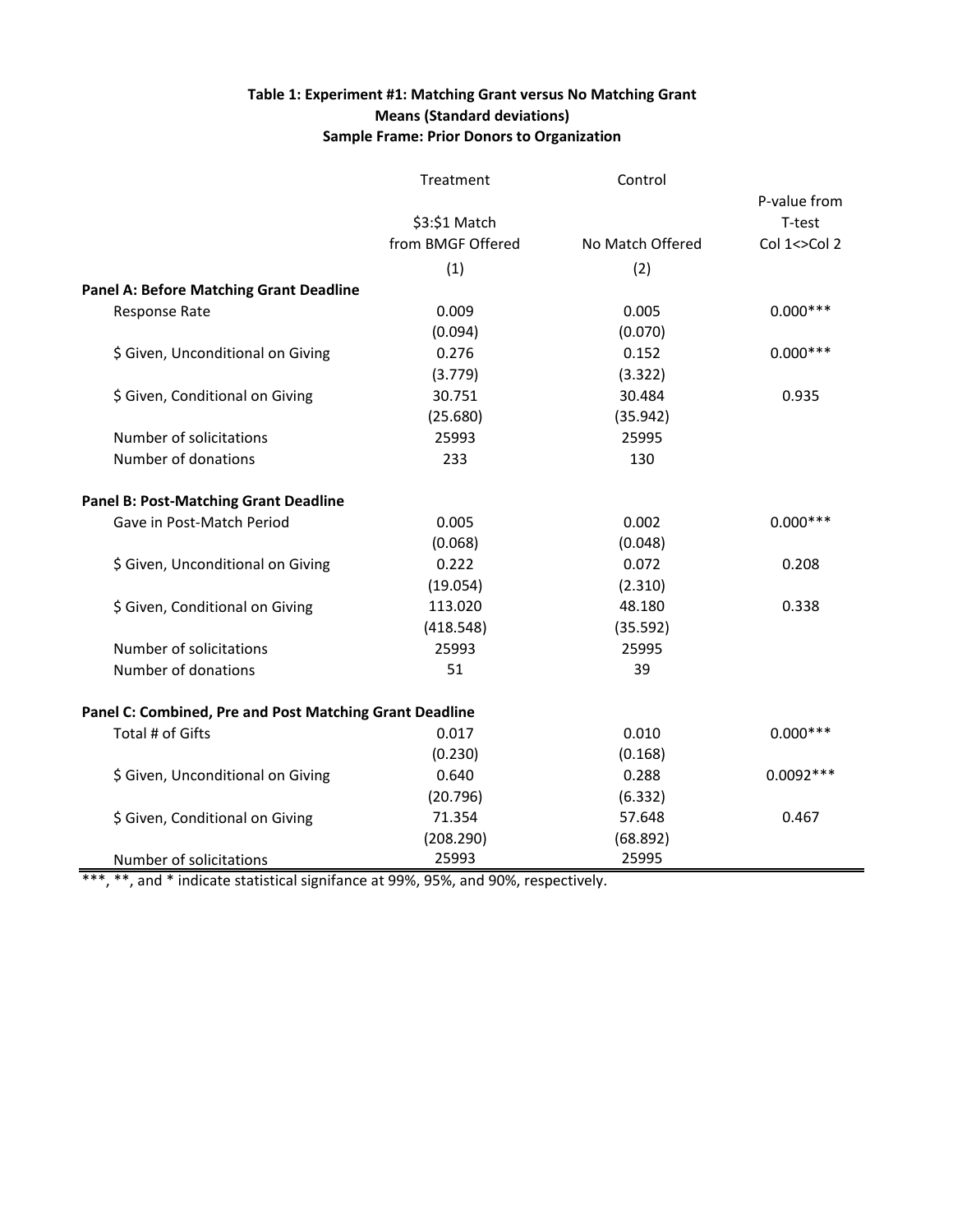**Table 1: Experiment #1: Matching Grant versus No Matching Grant**
**Means (Standard deviations)**
**Sample Frame: Prior Donors to Organization**

| | Treatment<br>$3:$1 Match from BMGF Offered<br>(1) | Control<br>No Match Offered<br>(2) | P-value from T-test Col 1<>Col 2 |
|---|---|---|---|
| **Panel A: Before Matching Grant Deadline** | | | |
| Response Rate | 0.009 | 0.005 | 0.000*** |
| | (0.094) | (0.070) | |
| $ Given, Unconditional on Giving | 0.276 | 0.152 | 0.000*** |
| | (3.779) | (3.322) | |
| $ Given, Conditional on Giving | 30.751 | 30.484 | 0.935 |
| | (25.680) | (35.942) | |
| Number of solicitations | 25993 | 25995 | |
| Number of donations | 233 | 130 | |
| **Panel B: Post-Matching Grant Deadline** | | | |
| Gave in Post-Match Period | 0.005 | 0.002 | 0.000*** |
| | (0.068) | (0.048) | |
| $ Given, Unconditional on Giving | 0.222 | 0.072 | 0.208 |
| | (19.054) | (2.310) | |
| $ Given, Conditional on Giving | 113.020 | 48.180 | 0.338 |
| | (418.548) | (35.592) | |
| Number of solicitations | 25993 | 25995 | |
| Number of donations | 51 | 39 | |
| **Panel C: Combined, Pre and Post Matching Grant Deadline** | | | |
| Total # of Gifts | 0.017 | 0.010 | 0.000*** |
| | (0.230) | (0.168) | |
| $ Given, Unconditional on Giving | 0.640 | 0.288 | 0.0092*** |
| | (20.796) | (6.332) | |
| $ Given, Conditional on Giving | 71.354 | 57.648 | 0.467 |
| | (208.290) | (68.892) | |
| Number of solicitations | 25993 | 25995 | |

***, **, and * indicate statistical signifance at 99%, 95%, and 90%, respectively.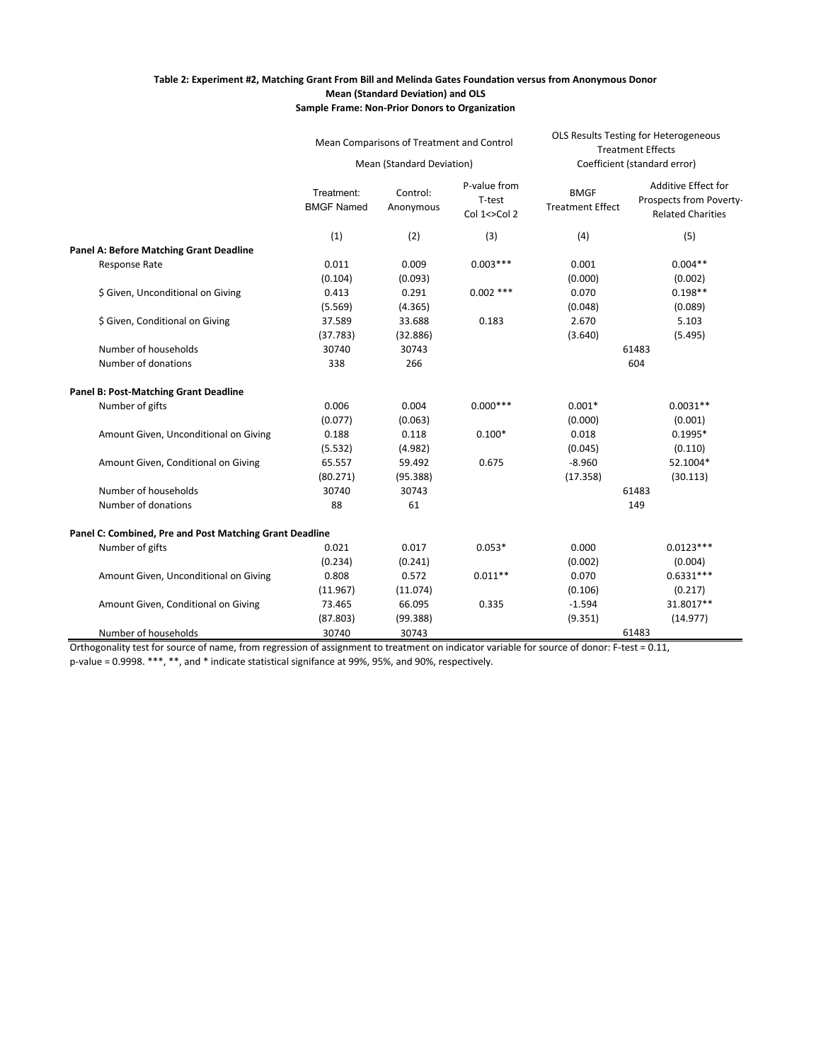**Table 2: Experiment #2, Matching Grant From Bill and Melinda Gates Foundation versus from Anonymous Donor**
**Mean (Standard Deviation) and OLS**
**Sample Frame: Non-Prior Donors to Organization**

| | Mean Comparisons of Treatment and Control | | | OLS Results Testing for Heterogeneous Treatment Effects | |
|---|---|---|---|---|---|
| | Mean (Standard Deviation) | | | Coefficient (standard error) | |
| | Treatment: BMGF Named | Control: Anonymous | P-value from T-test Col 1<>Col 2 | BMGF Treatment Effect | Additive Effect for Prospects from Poverty-Related Charities |
| | (1) | (2) | (3) | (4) | (5) |
| **Panel A: Before Matching Grant Deadline** | | | | | |
| Response Rate | 0.011 | 0.009 | 0.003*** | 0.001 | 0.004** |
| | (0.104) | (0.093) | | (0.000) | (0.002) |
| $ Given, Unconditional on Giving | 0.413 | 0.291 | 0.002 *** | 0.070 | 0.198** |
| | (5.569) | (4.365) | | (0.048) | (0.089) |
| $ Given, Conditional on Giving | 37.589 | 33.688 | 0.183 | 2.670 | 5.103 |
| | (37.783) | (32.886) | | (3.640) | (5.495) |
| Number of households | 30740 | 30743 | | 61483 | |
| Number of donations | 338 | 266 | | 604 | |
| **Panel B: Post-Matching Grant Deadline** | | | | | |
| Number of gifts | 0.006 | 0.004 | 0.000*** | 0.001* | 0.0031** |
| | (0.077) | (0.063) | | (0.000) | (0.001) |
| Amount Given, Unconditional on Giving | 0.188 | 0.118 | 0.100* | 0.018 | 0.1995* |
| | (5.532) | (4.982) | | (0.045) | (0.110) |
| Amount Given, Conditional on Giving | 65.557 | 59.492 | 0.675 | -8.960 | 52.1004* |
| | (80.271) | (95.388) | | (17.358) | (30.113) |
| Number of households | 30740 | 30743 | | 61483 | |
| Number of donations | 88 | 61 | | 149 | |
| **Panel C: Combined, Pre and Post Matching Grant Deadline** | | | | | |
| Number of gifts | 0.021 | 0.017 | 0.053* | 0.000 | 0.0123*** |
| | (0.234) | (0.241) | | (0.002) | (0.004) |
| Amount Given, Unconditional on Giving | 0.808 | 0.572 | 0.011** | 0.070 | 0.6331*** |
| | (11.967) | (11.074) | | (0.106) | (0.217) |
| Amount Given, Conditional on Giving | 73.465 | 66.095 | 0.335 | -1.594 | 31.8017** |
| | (87.803) | (99.388) | | (9.351) | (14.977) |
| Number of households | 30740 | 30743 | | 61483 | |

Orthogonality test for source of name, from regression of assignment to treatment on indicator variable for source of donor: F-test = 0.11, p-value = 0.9998. ***, **, and * indicate statistical signifance at 99%, 95%, and 90%, respectively.